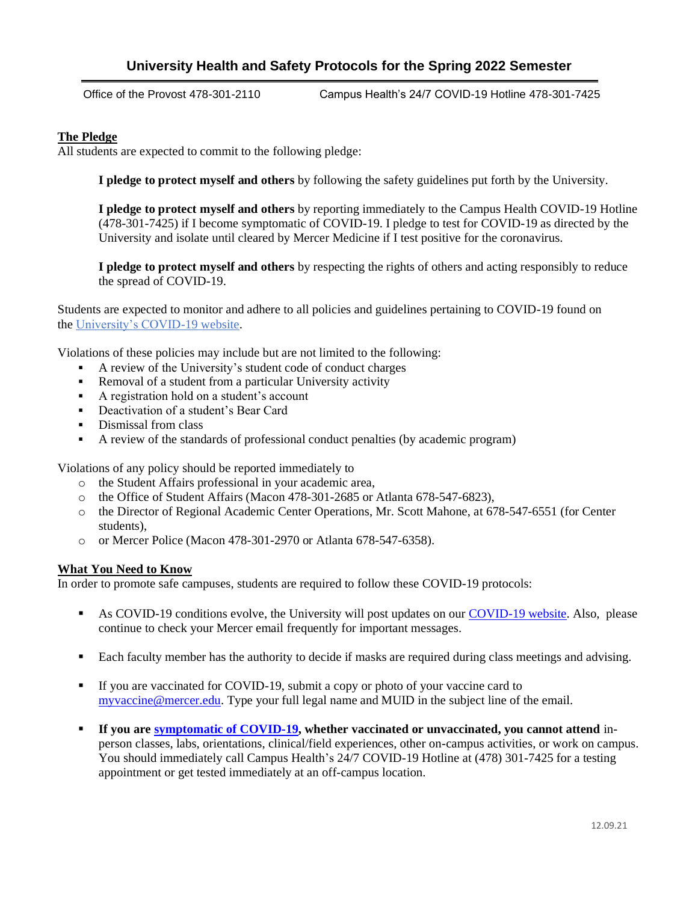# University Health and Safety Protocols for the Spring 2022 Semester

Office of the Provost 478-301-2110 Campus Health's 24/7 COVID-19 Hotline 478-301-7425

## The Pledge

All students are expected to commit to the following pledge:

> **I pledge to protect myself and others** by following the safety guidelines put forth by the University.
>
> **I pledge to protect myself and others** by reporting immediately to the Campus Health COVID-19 Hotline (478-301-7425) if I become symptomatic of COVID-19. I pledge to test for COVID-19 as directed by the University and isolate until cleared by Mercer Medicine if I test positive for the coronavirus.
>
> **I pledge to protect myself and others** by respecting the rights of others and acting responsibly to reduce the spread of COVID-19.

Students are expected to monitor and adhere to all policies and guidelines pertaining to COVID-19 found on the University's COVID-19 website.

Violations of these policies may include but are not limited to the following:

- A review of the University's student code of conduct charges
- Removal of a student from a particular University activity
- A registration hold on a student's account
- Deactivation of a student's Bear Card
- Dismissal from class
- A review of the standards of professional conduct penalties (by academic program)

Violations of any policy should be reported immediately to

- the Student Affairs professional in your academic area,
- the Office of Student Affairs (Macon 478-301-2685 or Atlanta 678-547-6823),
- the Director of Regional Academic Center Operations, Mr. Scott Mahone, at 678-547-6551 (for Center students),
- or Mercer Police (Macon 478-301-2970 or Atlanta 678-547-6358).

## What You Need to Know

In order to promote safe campuses, students are required to follow these COVID-19 protocols:

- As COVID-19 conditions evolve, the University will post updates on our COVID-19 website. Also, please continue to check your Mercer email frequently for important messages.
- Each faculty member has the authority to decide if masks are required during class meetings and advising.
- If you are vaccinated for COVID-19, submit a copy or photo of your vaccine card to myvaccine@mercer.edu. Type your full legal name and MUID in the subject line of the email.
- **If you are symptomatic of COVID-19, whether vaccinated or unvaccinated, you cannot attend** in-person classes, labs, orientations, clinical/field experiences, other on-campus activities, or work on campus. You should immediately call Campus Health's 24/7 COVID-19 Hotline at (478) 301-7425 for a testing appointment or get tested immediately at an off-campus location.

12.09.21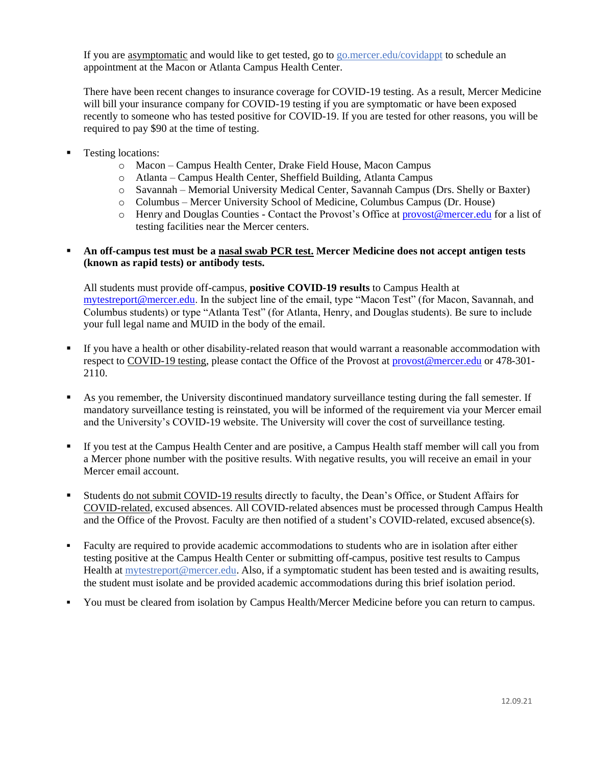If you are asymptomatic and would like to get tested, go to go.mercer.edu/covidappt to schedule an appointment at the Macon or Atlanta Campus Health Center.

There have been recent changes to insurance coverage for COVID-19 testing. As a result, Mercer Medicine will bill your insurance company for COVID-19 testing if you are symptomatic or have been exposed recently to someone who has tested positive for COVID-19. If you are tested for other reasons, you will be required to pay $90 at the time of testing.

- Testing locations:
  - Macon – Campus Health Center, Drake Field House, Macon Campus
  - Atlanta – Campus Health Center, Sheffield Building, Atlanta Campus
  - Savannah – Memorial University Medical Center, Savannah Campus (Drs. Shelly or Baxter)
  - Columbus – Mercer University School of Medicine, Columbus Campus (Dr. House)
  - Henry and Douglas Counties - Contact the Provost's Office at provost@mercer.edu for a list of testing facilities near the Mercer centers.

- **An off-campus test must be a nasal swab PCR test. Mercer Medicine does not accept antigen tests (known as rapid tests) or antibody tests.**

  All students must provide off-campus, **positive COVID-19 results** to Campus Health at mytestreport@mercer.edu. In the subject line of the email, type "Macon Test" (for Macon, Savannah, and Columbus students) or type "Atlanta Test" (for Atlanta, Henry, and Douglas students). Be sure to include your full legal name and MUID in the body of the email.

- If you have a health or other disability-related reason that would warrant a reasonable accommodation with respect to COVID-19 testing, please contact the Office of the Provost at provost@mercer.edu or 478-301-2110.

- As you remember, the University discontinued mandatory surveillance testing during the fall semester. If mandatory surveillance testing is reinstated, you will be informed of the requirement via your Mercer email and the University's COVID-19 website. The University will cover the cost of surveillance testing.

- If you test at the Campus Health Center and are positive, a Campus Health staff member will call you from a Mercer phone number with the positive results. With negative results, you will receive an email in your Mercer email account.

- Students do not submit COVID-19 results directly to faculty, the Dean's Office, or Student Affairs for COVID-related, excused absences. All COVID-related absences must be processed through Campus Health and the Office of the Provost. Faculty are then notified of a student's COVID-related, excused absence(s).

- Faculty are required to provide academic accommodations to students who are in isolation after either testing positive at the Campus Health Center or submitting off-campus, positive test results to Campus Health at mytestreport@mercer.edu. Also, if a symptomatic student has been tested and is awaiting results, the student must isolate and be provided academic accommodations during this brief isolation period.

- You must be cleared from isolation by Campus Health/Mercer Medicine before you can return to campus.

12.09.21